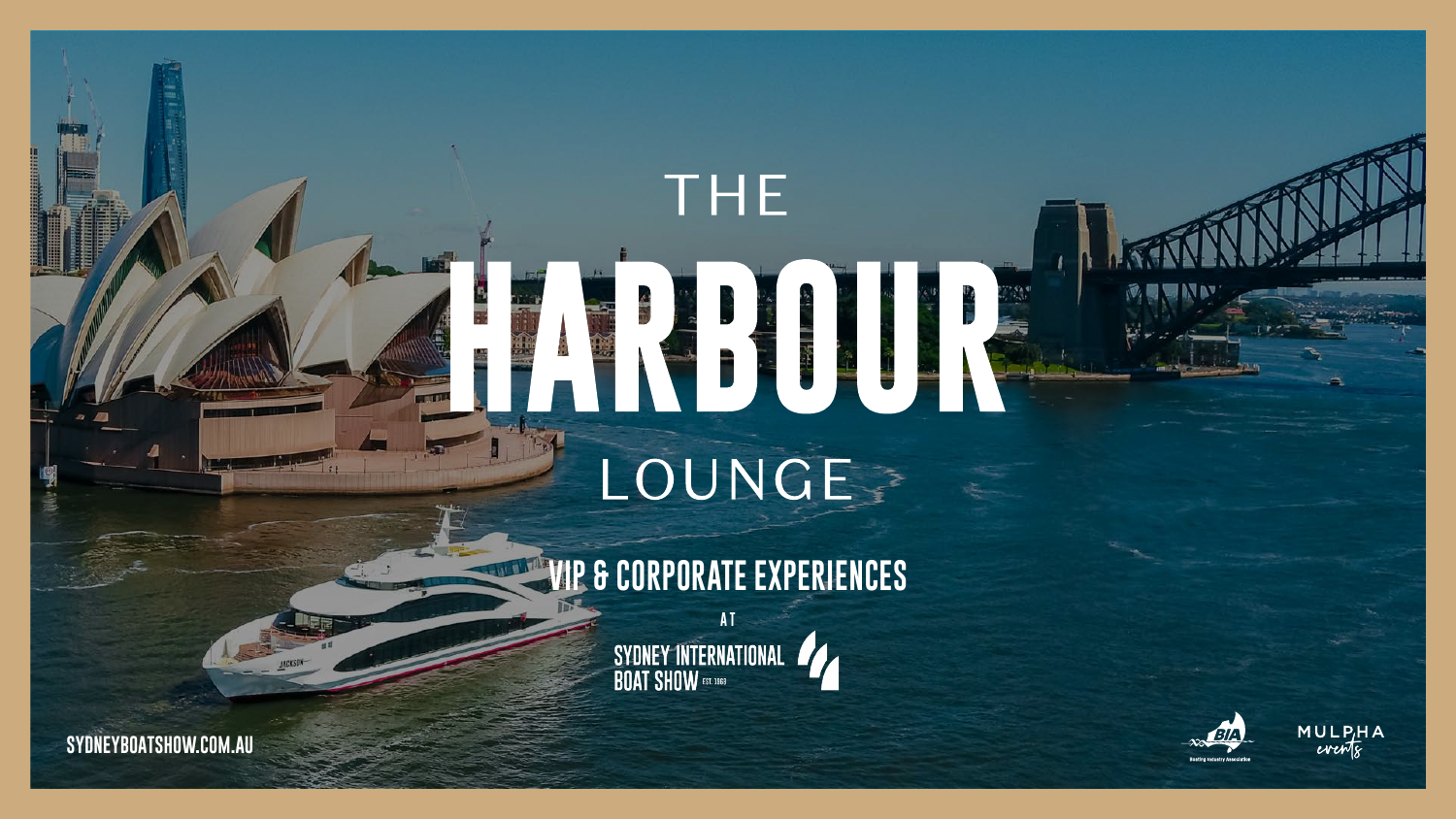# THE HARBOUR LOUNGE

## VIP & CORPORATE EXPERIENCES

AT

SYDNEY INTERNATIONAL BOAT SHOW EST. 1968

SYDNEYBOATSHOW.COM.AU

BIA Boating Industry Association

MULPHA events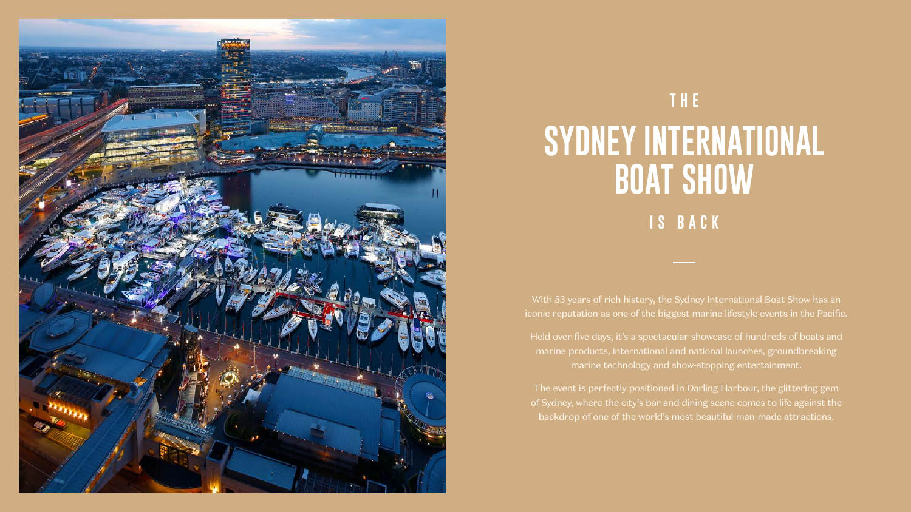# THE SYDNEY INTERNATIONAL BOAT SHOW IS BACK

With 53 years of rich history, the Sydney International Boat Show has an iconic reputation as one of the biggest marine lifestyle events in the Pacific.

Held over five days, it's a spectacular showcase of hundreds of boats and marine products, international and national launches, groundbreaking marine technology and show-stopping entertainment.

The event is perfectly positioned in Darling Harbour, the glittering gem of Sydney, where the city's bar and dining scene comes to life against the backdrop of one of the world's most beautiful man-made attractions.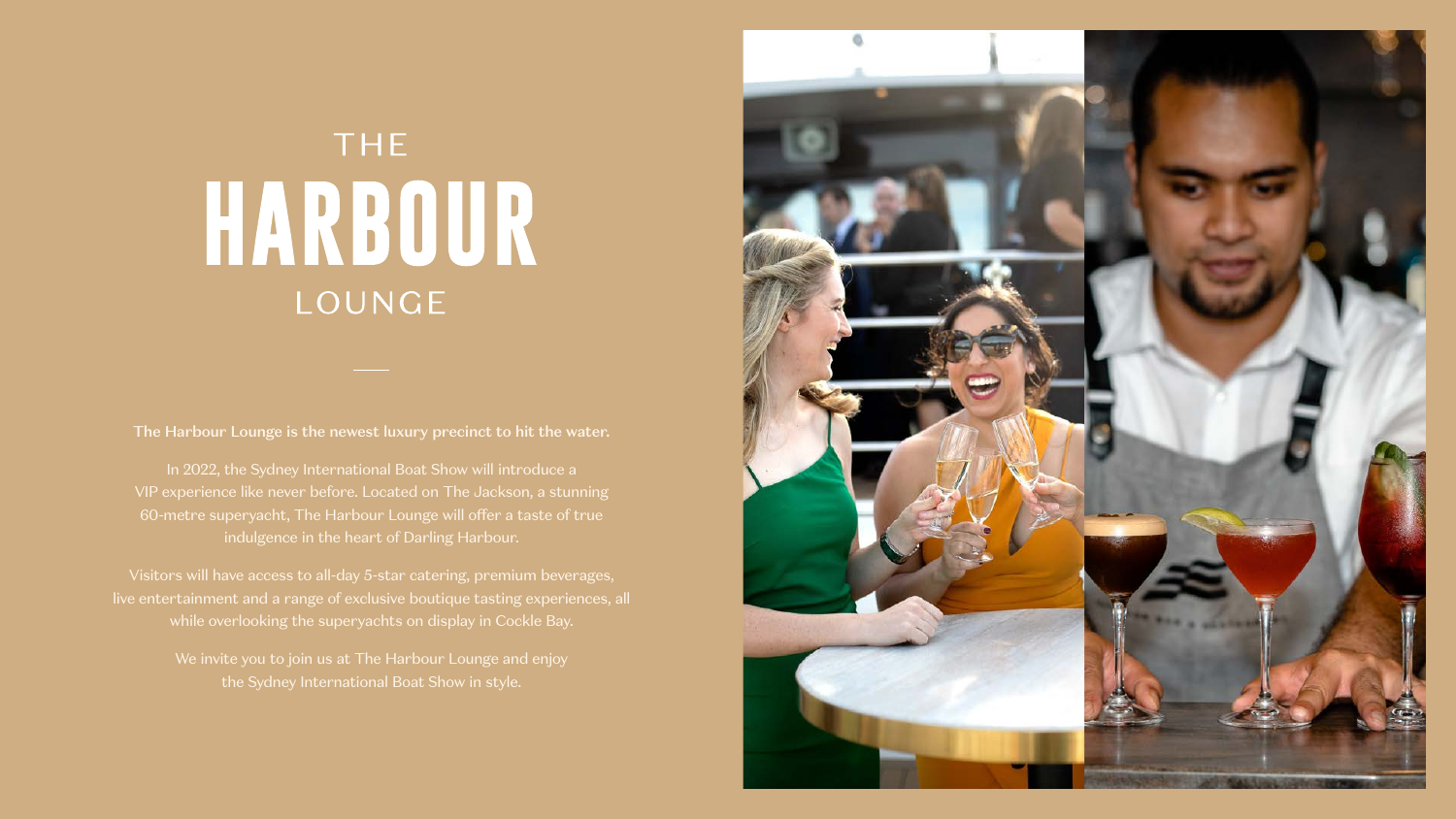# THE HARBOUR LOUNGE

**The Harbour Lounge is the newest luxury precinct to hit the water.**

In 2022, the Sydney International Boat Show will introduce a VIP experience like never before. Located on The Jackson, a stunning 60-metre superyacht, The Harbour Lounge will offer a taste of true indulgence in the heart of Darling Harbour.

Visitors will have access to all-day 5-star catering, premium beverages, live entertainment and a range of exclusive boutique tasting experiences, all while overlooking the superyachts on display in Cockle Bay.

We invite you to join us at The Harbour Lounge and enjoy the Sydney International Boat Show in style.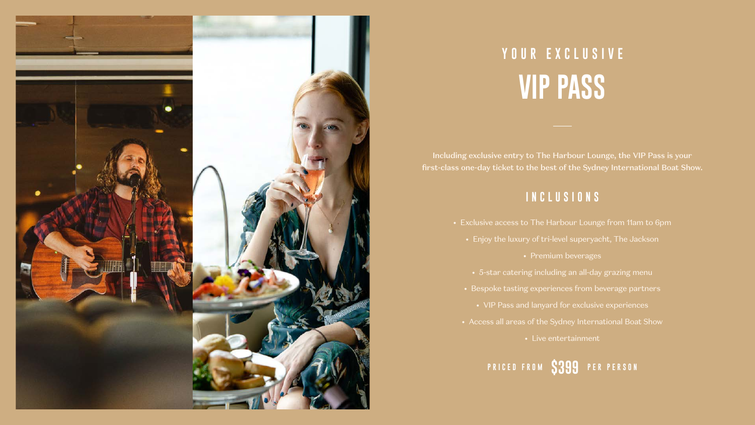## YOUR EXCLUSIVE

# VIP PASS

**Including exclusive entry to The Harbour Lounge, the VIP Pass is your first-class one-day ticket to the best of the Sydney International Boat Show.**

### INCLUSIONS

- Exclusive access to The Harbour Lounge from 11am to 6pm
- Enjoy the luxury of tri-level superyacht, The Jackson
- Premium beverages
- 5-star catering including an all-day grazing menu
- Bespoke tasting experiences from beverage partners
- VIP Pass and lanyard for exclusive experiences
- Access all areas of the Sydney International Boat Show
- Live entertainment

PRICED FROM **$399** PER PERSON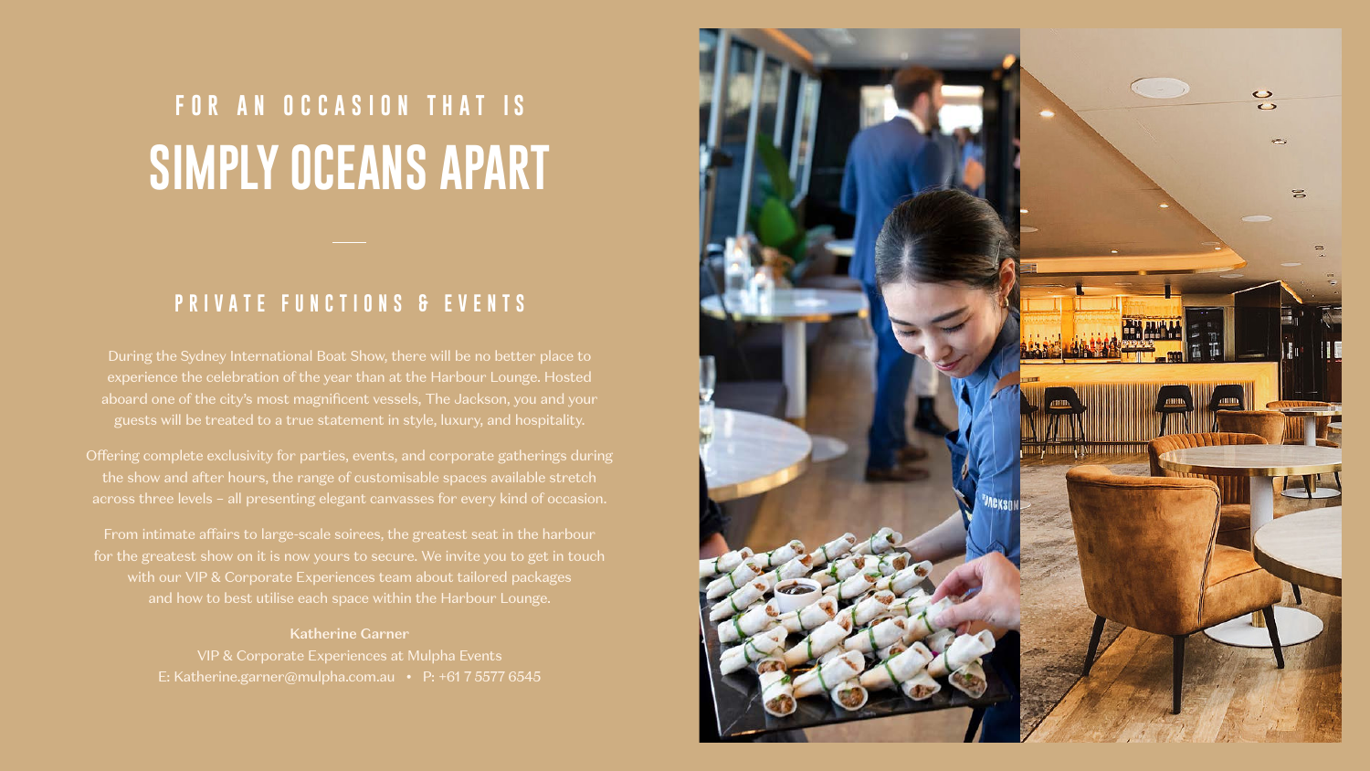# FOR AN OCCASION THAT IS
# SIMPLY OCEANS APART

## PRIVATE FUNCTIONS & EVENTS

During the Sydney International Boat Show, there will be no better place to experience the celebration of the year than at the Harbour Lounge. Hosted aboard one of the city's most magnificent vessels, The Jackson, you and your guests will be treated to a true statement in style, luxury, and hospitality.

Offering complete exclusivity for parties, events, and corporate gatherings during the show and after hours, the range of customisable spaces available stretch across three levels – all presenting elegant canvasses for every kind of occasion.

From intimate affairs to large-scale soirees, the greatest seat in the harbour for the greatest show on it is now yours to secure. We invite you to get in touch with our VIP & Corporate Experiences team about tailored packages and how to best utilise each space within the Harbour Lounge.

**Katherine Garner**
VIP & Corporate Experiences at Mulpha Events
E: Katherine.garner@mulpha.com.au • P: +61 7 5577 6545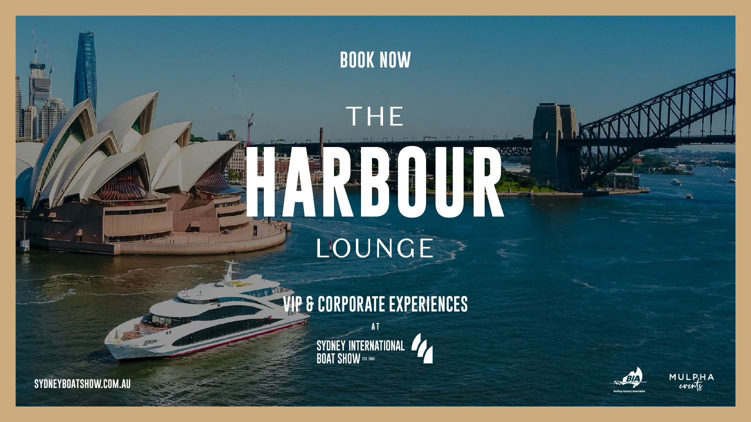BOOK NOW

# THE HARBOUR LOUNGE

## VIP & CORPORATE EXPERIENCES

AT

SYDNEY INTERNATIONAL BOAT SHOW EST. 1968

SYDNEYBOATSHOW.COM.AU

BIA Boating Industry Association

MULPHA events